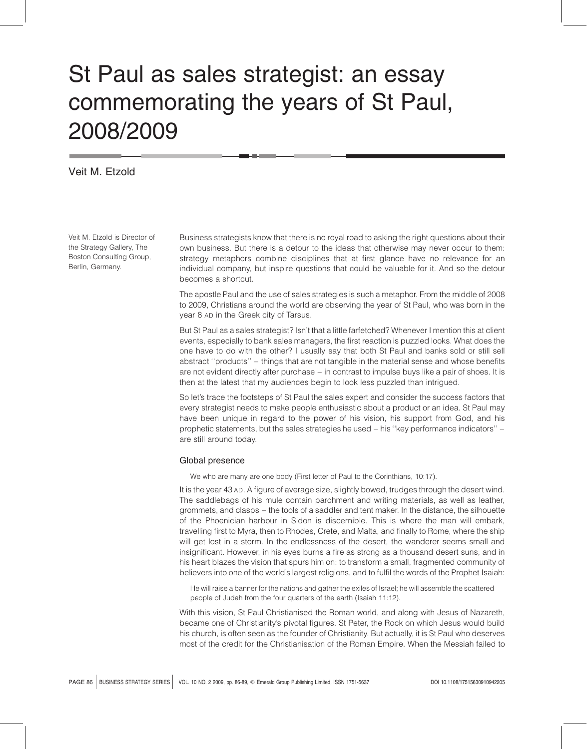# St Paul as sales strategist: an essay commemorating the years of St Paul, 2008/2009

Veit M. Etzold

Veit M. Etzold is Director of the Strategy Gallery, The Boston Consulting Group, Berlin, Germany.

Business strategists know that there is no royal road to asking the right questions about their own business. But there is a detour to the ideas that otherwise may never occur to them: strategy metaphors combine disciplines that at first glance have no relevance for an individual company, but inspire questions that could be valuable for it. And so the detour becomes a shortcut.

The apostle Paul and the use of sales strategies is such a metaphor. From the middle of 2008 to 2009, Christians around the world are observing the year of St Paul, who was born in the year 8 AD in the Greek city of Tarsus.

But St Paul as a sales strategist? Isn't that a little farfetched? Whenever I mention this at client events, especially to bank sales managers, the first reaction is puzzled looks. What does the one have to do with the other? I usually say that both St Paul and banks sold or still sell abstract ''products'' – things that are not tangible in the material sense and whose benefits are not evident directly after purchase – in contrast to impulse buys like a pair of shoes. It is then at the latest that my audiences begin to look less puzzled than intrigued.

So let's trace the footsteps of St Paul the sales expert and consider the success factors that every strategist needs to make people enthusiastic about a product or an idea. St Paul may have been unique in regard to the power of his vision, his support from God, and his prophetic statements, but the sales strategies he used – his ''key performance indicators'' – are still around today.

## Global presence

> We who are many are one body (First letter of Paul to the Corinthians, 10:17).

It is the year 43 AD. A figure of average size, slightly bowed, trudges through the desert wind. The saddlebags of his mule contain parchment and writing materials, as well as leather, grommets, and clasps – the tools of a saddler and tent maker. In the distance, the silhouette of the Phoenician harbour in Sidon is discernible. This is where the man will embark, travelling first to Myra, then to Rhodes, Crete, and Malta, and finally to Rome, where the ship will get lost in a storm. In the endlessness of the desert, the wanderer seems small and insignificant. However, in his eyes burns a fire as strong as a thousand desert suns, and in his heart blazes the vision that spurs him on: to transform a small, fragmented community of believers into one of the world's largest religions, and to fulfil the words of the Prophet Isaiah:

> He will raise a banner for the nations and gather the exiles of Israel; he will assemble the scattered people of Judah from the four quarters of the earth (Isaiah 11:12).

With this vision, St Paul Christianised the Roman world, and along with Jesus of Nazareth, became one of Christianity's pivotal figures. St Peter, the Rock on which Jesus would build his church, is often seen as the founder of Christianity. But actually, it is St Paul who deserves most of the credit for the Christianisation of the Roman Empire. When the Messiah failed to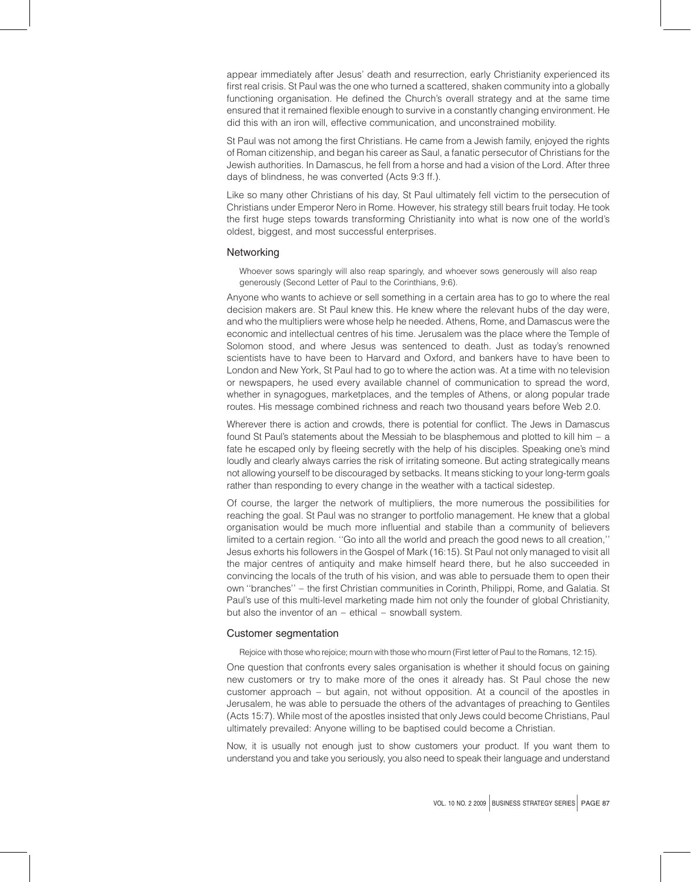appear immediately after Jesus' death and resurrection, early Christianity experienced its first real crisis. St Paul was the one who turned a scattered, shaken community into a globally functioning organisation. He defined the Church's overall strategy and at the same time ensured that it remained flexible enough to survive in a constantly changing environment. He did this with an iron will, effective communication, and unconstrained mobility.

St Paul was not among the first Christians. He came from a Jewish family, enjoyed the rights of Roman citizenship, and began his career as Saul, a fanatic persecutor of Christians for the Jewish authorities. In Damascus, he fell from a horse and had a vision of the Lord. After three days of blindness, he was converted (Acts 9:3 ff.).

Like so many other Christians of his day, St Paul ultimately fell victim to the persecution of Christians under Emperor Nero in Rome. However, his strategy still bears fruit today. He took the first huge steps towards transforming Christianity into what is now one of the world's oldest, biggest, and most successful enterprises.

## Networking

> Whoever sows sparingly will also reap sparingly, and whoever sows generously will also reap generously (Second Letter of Paul to the Corinthians, 9:6).

Anyone who wants to achieve or sell something in a certain area has to go to where the real decision makers are. St Paul knew this. He knew where the relevant hubs of the day were, and who the multipliers were whose help he needed. Athens, Rome, and Damascus were the economic and intellectual centres of his time. Jerusalem was the place where the Temple of Solomon stood, and where Jesus was sentenced to death. Just as today's renowned scientists have to have been to Harvard and Oxford, and bankers have to have been to London and New York, St Paul had to go to where the action was. At a time with no television or newspapers, he used every available channel of communication to spread the word, whether in synagogues, marketplaces, and the temples of Athens, or along popular trade routes. His message combined richness and reach two thousand years before Web 2.0.

Wherever there is action and crowds, there is potential for conflict. The Jews in Damascus found St Paul's statements about the Messiah to be blasphemous and plotted to kill him – a fate he escaped only by fleeing secretly with the help of his disciples. Speaking one's mind loudly and clearly always carries the risk of irritating someone. But acting strategically means not allowing yourself to be discouraged by setbacks. It means sticking to your long-term goals rather than responding to every change in the weather with a tactical sidestep.

Of course, the larger the network of multipliers, the more numerous the possibilities for reaching the goal. St Paul was no stranger to portfolio management. He knew that a global organisation would be much more influential and stabile than a community of believers limited to a certain region. ''Go into all the world and preach the good news to all creation,'' Jesus exhorts his followers in the Gospel of Mark (16:15). St Paul not only managed to visit all the major centres of antiquity and make himself heard there, but he also succeeded in convincing the locals of the truth of his vision, and was able to persuade them to open their own ''branches'' – the first Christian communities in Corinth, Philippi, Rome, and Galatia. St Paul's use of this multi-level marketing made him not only the founder of global Christianity, but also the inventor of an – ethical – snowball system.

## Customer segmentation

> Rejoice with those who rejoice; mourn with those who mourn (First letter of Paul to the Romans, 12:15).

One question that confronts every sales organisation is whether it should focus on gaining new customers or try to make more of the ones it already has. St Paul chose the new customer approach – but again, not without opposition. At a council of the apostles in Jerusalem, he was able to persuade the others of the advantages of preaching to Gentiles (Acts 15:7). While most of the apostles insisted that only Jews could become Christians, Paul ultimately prevailed: Anyone willing to be baptised could become a Christian.

Now, it is usually not enough just to show customers your product. If you want them to understand you and take you seriously, you also need to speak their language and understand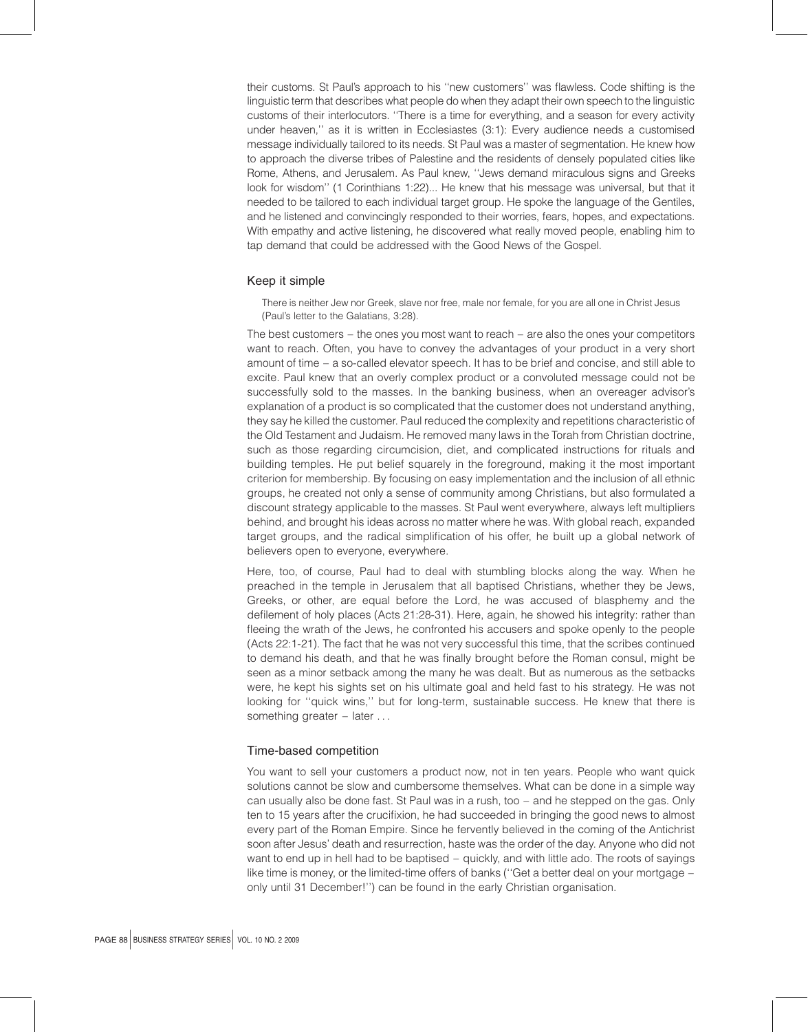their customs. St Paul's approach to his ''new customers'' was flawless. Code shifting is the linguistic term that describes what people do when they adapt their own speech to the linguistic customs of their interlocutors. ''There is a time for everything, and a season for every activity under heaven,'' as it is written in Ecclesiastes (3:1): Every audience needs a customised message individually tailored to its needs. St Paul was a master of segmentation. He knew how to approach the diverse tribes of Palestine and the residents of densely populated cities like Rome, Athens, and Jerusalem. As Paul knew, ''Jews demand miraculous signs and Greeks look for wisdom'' (1 Corinthians 1:22)... He knew that his message was universal, but that it needed to be tailored to each individual target group. He spoke the language of the Gentiles, and he listened and convincingly responded to their worries, fears, hopes, and expectations. With empathy and active listening, he discovered what really moved people, enabling him to tap demand that could be addressed with the Good News of the Gospel.

## Keep it simple

> There is neither Jew nor Greek, slave nor free, male nor female, for you are all one in Christ Jesus (Paul's letter to the Galatians, 3:28).

The best customers – the ones you most want to reach – are also the ones your competitors want to reach. Often, you have to convey the advantages of your product in a very short amount of time – a so-called elevator speech. It has to be brief and concise, and still able to excite. Paul knew that an overly complex product or a convoluted message could not be successfully sold to the masses. In the banking business, when an overeager advisor's explanation of a product is so complicated that the customer does not understand anything, they say he killed the customer. Paul reduced the complexity and repetitions characteristic of the Old Testament and Judaism. He removed many laws in the Torah from Christian doctrine, such as those regarding circumcision, diet, and complicated instructions for rituals and building temples. He put belief squarely in the foreground, making it the most important criterion for membership. By focusing on easy implementation and the inclusion of all ethnic groups, he created not only a sense of community among Christians, but also formulated a discount strategy applicable to the masses. St Paul went everywhere, always left multipliers behind, and brought his ideas across no matter where he was. With global reach, expanded target groups, and the radical simplification of his offer, he built up a global network of believers open to everyone, everywhere.

Here, too, of course, Paul had to deal with stumbling blocks along the way. When he preached in the temple in Jerusalem that all baptised Christians, whether they be Jews, Greeks, or other, are equal before the Lord, he was accused of blasphemy and the defilement of holy places (Acts 21:28-31). Here, again, he showed his integrity: rather than fleeing the wrath of the Jews, he confronted his accusers and spoke openly to the people (Acts 22:1-21). The fact that he was not very successful this time, that the scribes continued to demand his death, and that he was finally brought before the Roman consul, might be seen as a minor setback among the many he was dealt. But as numerous as the setbacks were, he kept his sights set on his ultimate goal and held fast to his strategy. He was not looking for ''quick wins,'' but for long-term, sustainable success. He knew that there is something greater – later . . .

## Time-based competition

You want to sell your customers a product now, not in ten years. People who want quick solutions cannot be slow and cumbersome themselves. What can be done in a simple way can usually also be done fast. St Paul was in a rush, too – and he stepped on the gas. Only ten to 15 years after the crucifixion, he had succeeded in bringing the good news to almost every part of the Roman Empire. Since he fervently believed in the coming of the Antichrist soon after Jesus' death and resurrection, haste was the order of the day. Anyone who did not want to end up in hell had to be baptised – quickly, and with little ado. The roots of sayings like time is money, or the limited-time offers of banks (''Get a better deal on your mortgage – only until 31 December!'') can be found in the early Christian organisation.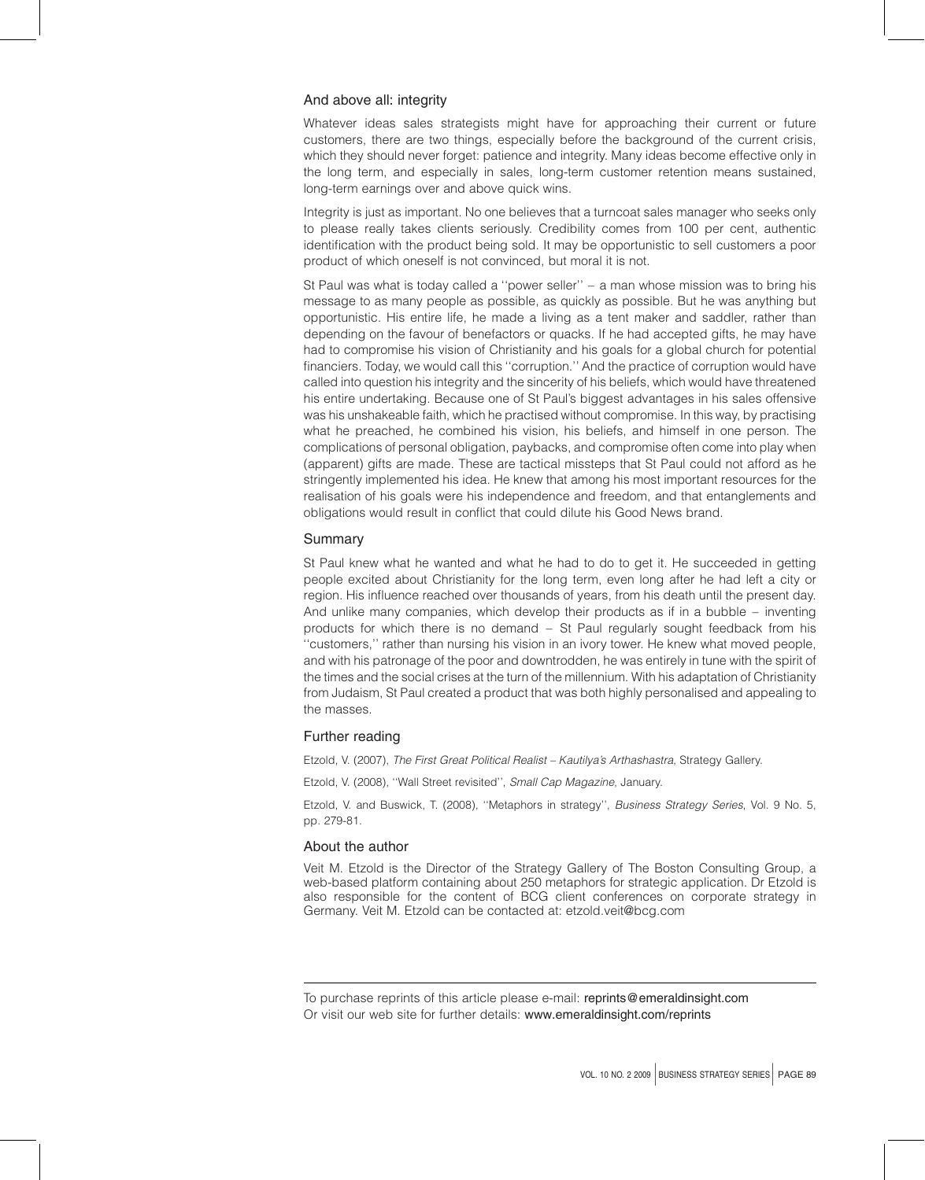## And above all: integrity

Whatever ideas sales strategists might have for approaching their current or future customers, there are two things, especially before the background of the current crisis, which they should never forget: patience and integrity. Many ideas become effective only in the long term, and especially in sales, long-term customer retention means sustained, long-term earnings over and above quick wins.

Integrity is just as important. No one believes that a turncoat sales manager who seeks only to please really takes clients seriously. Credibility comes from 100 per cent, authentic identification with the product being sold. It may be opportunistic to sell customers a poor product of which oneself is not convinced, but moral it is not.

St Paul was what is today called a ''power seller'' – a man whose mission was to bring his message to as many people as possible, as quickly as possible. But he was anything but opportunistic. His entire life, he made a living as a tent maker and saddler, rather than depending on the favour of benefactors or quacks. If he had accepted gifts, he may have had to compromise his vision of Christianity and his goals for a global church for potential financiers. Today, we would call this ''corruption.'' And the practice of corruption would have called into question his integrity and the sincerity of his beliefs, which would have threatened his entire undertaking. Because one of St Paul's biggest advantages in his sales offensive was his unshakeable faith, which he practised without compromise. In this way, by practising what he preached, he combined his vision, his beliefs, and himself in one person. The complications of personal obligation, paybacks, and compromise often come into play when (apparent) gifts are made. These are tactical missteps that St Paul could not afford as he stringently implemented his idea. He knew that among his most important resources for the realisation of his goals were his independence and freedom, and that entanglements and obligations would result in conflict that could dilute his Good News brand.

## Summary

St Paul knew what he wanted and what he had to do to get it. He succeeded in getting people excited about Christianity for the long term, even long after he had left a city or region. His influence reached over thousands of years, from his death until the present day. And unlike many companies, which develop their products as if in a bubble – inventing products for which there is no demand – St Paul regularly sought feedback from his ''customers,'' rather than nursing his vision in an ivory tower. He knew what moved people, and with his patronage of the poor and downtrodden, he was entirely in tune with the spirit of the times and the social crises at the turn of the millennium. With his adaptation of Christianity from Judaism, St Paul created a product that was both highly personalised and appealing to the masses.

## Further reading

Etzold, V. (2007), *The First Great Political Realist – Kautilya's Arthashastra*, Strategy Gallery.

Etzold, V. (2008), ''Wall Street revisited'', *Small Cap Magazine*, January.

Etzold, V. and Buswick, T. (2008), ''Metaphors in strategy'', *Business Strategy Series*, Vol. 9 No. 5, pp. 279-81.

## About the author

Veit M. Etzold is the Director of the Strategy Gallery of The Boston Consulting Group, a web-based platform containing about 250 metaphors for strategic application. Dr Etzold is also responsible for the content of BCG client conferences on corporate strategy in Germany. Veit M. Etzold can be contacted at: etzold.veit@bcg.com

---

To purchase reprints of this article please e-mail: **reprints@emeraldinsight.com**
Or visit our web site for further details: **www.emeraldinsight.com/reprints**